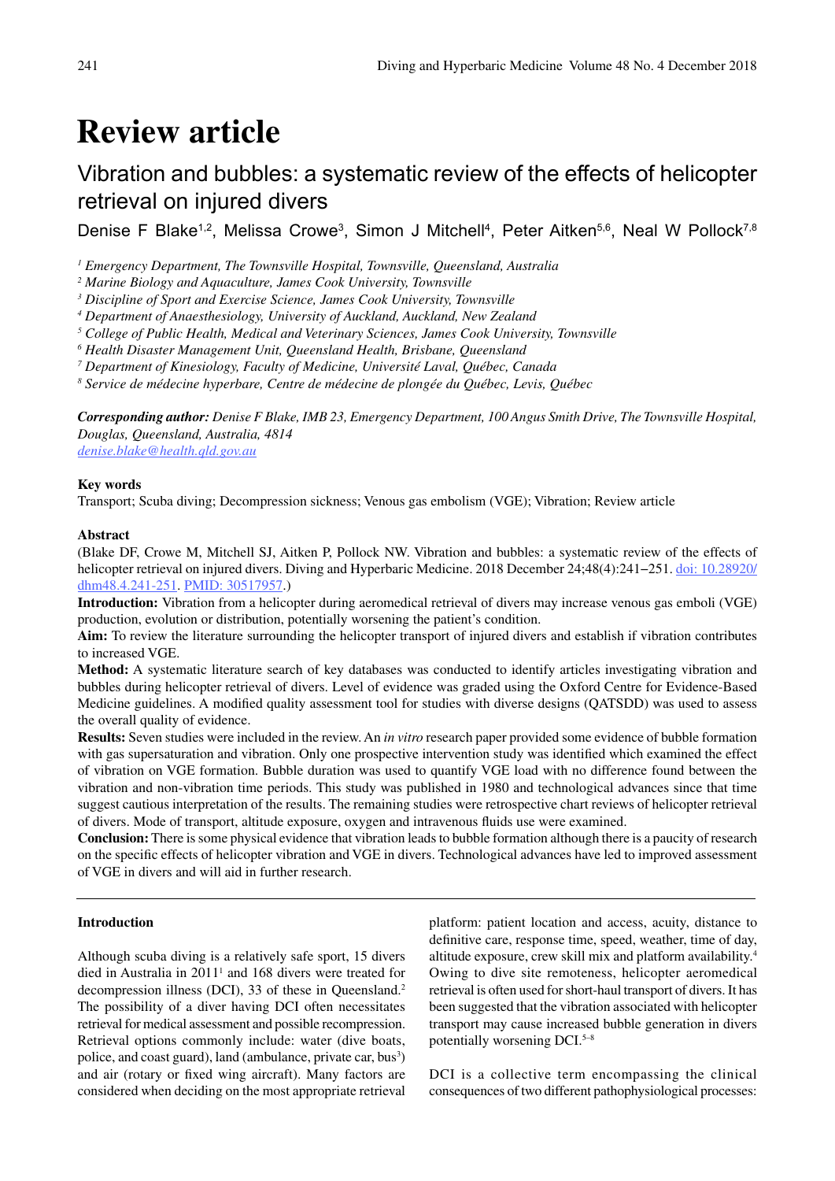# Review article

## Vibration and bubbles: a systematic review of the effects of helicopter retrieval on injured divers

Denise F Blake[1,2], Melissa Crowe[3], Simon J Mitchell[4], Peter Aitken[5,6], Neal W Pollock[7,8]

*[1] Emergency Department, The Townsville Hospital, Townsville, Queensland, Australia*
*[2] Marine Biology and Aquaculture, James Cook University, Townsville*
*[3] Discipline of Sport and Exercise Science, James Cook University, Townsville*
*[4] Department of Anaesthesiology, University of Auckland, Auckland, New Zealand*
*[5] College of Public Health, Medical and Veterinary Sciences, James Cook University, Townsville*
*[6] Health Disaster Management Unit, Queensland Health, Brisbane, Queensland*
*[7] Department of Kinesiology, Faculty of Medicine, Université Laval, Québec, Canada*
*[8] Service de médecine hyperbare, Centre de médecine de plongée du Québec, Levis, Québec*

***Corresponding author:** Denise F Blake, IMB 23, Emergency Department, 100 Angus Smith Drive, The Townsville Hospital, Douglas, Queensland, Australia, 4814*
denise.blake@health.qld.gov.au

**Key words**

Transport; Scuba diving; Decompression sickness; Venous gas embolism (VGE); Vibration; Review article

**Abstract**

(Blake DF, Crowe M, Mitchell SJ, Aitken P, Pollock NW. Vibration and bubbles: a systematic review of the effects of helicopter retrieval on injured divers. Diving and Hyperbaric Medicine. 2018 December 24;48(4):241–251. doi: 10.28920/dhm48.4.241-251. PMID: 30517957.)

**Introduction:** Vibration from a helicopter during aeromedical retrieval of divers may increase venous gas emboli (VGE) production, evolution or distribution, potentially worsening the patient's condition.

**Aim:** To review the literature surrounding the helicopter transport of injured divers and establish if vibration contributes to increased VGE.

**Method:** A systematic literature search of key databases was conducted to identify articles investigating vibration and bubbles during helicopter retrieval of divers. Level of evidence was graded using the Oxford Centre for Evidence-Based Medicine guidelines. A modified quality assessment tool for studies with diverse designs (QATSDD) was used to assess the overall quality of evidence.

**Results:** Seven studies were included in the review. An *in vitro* research paper provided some evidence of bubble formation with gas supersaturation and vibration. Only one prospective intervention study was identified which examined the effect of vibration on VGE formation. Bubble duration was used to quantify VGE load with no difference found between the vibration and non-vibration time periods. This study was published in 1980 and technological advances since that time suggest cautious interpretation of the results. The remaining studies were retrospective chart reviews of helicopter retrieval of divers. Mode of transport, altitude exposure, oxygen and intravenous fluids use were examined.

**Conclusion:** There is some physical evidence that vibration leads to bubble formation although there is a paucity of research on the specific effects of helicopter vibration and VGE in divers. Technological advances have led to improved assessment of VGE in divers and will aid in further research.

## Introduction

Although scuba diving is a relatively safe sport, 15 divers died in Australia in 2011[1] and 168 divers were treated for decompression illness (DCI), 33 of these in Queensland.[2] The possibility of a diver having DCI often necessitates retrieval for medical assessment and possible recompression. Retrieval options commonly include: water (dive boats, police, and coast guard), land (ambulance, private car, bus[3]) and air (rotary or fixed wing aircraft). Many factors are considered when deciding on the most appropriate retrieval platform: patient location and access, acuity, distance to definitive care, response time, speed, weather, time of day, altitude exposure, crew skill mix and platform availability.[4] Owing to dive site remoteness, helicopter aeromedical retrieval is often used for short-haul transport of divers. It has been suggested that the vibration associated with helicopter transport may cause increased bubble generation in divers potentially worsening DCI.[5–8]

DCI is a collective term encompassing the clinical consequences of two different pathophysiological processes: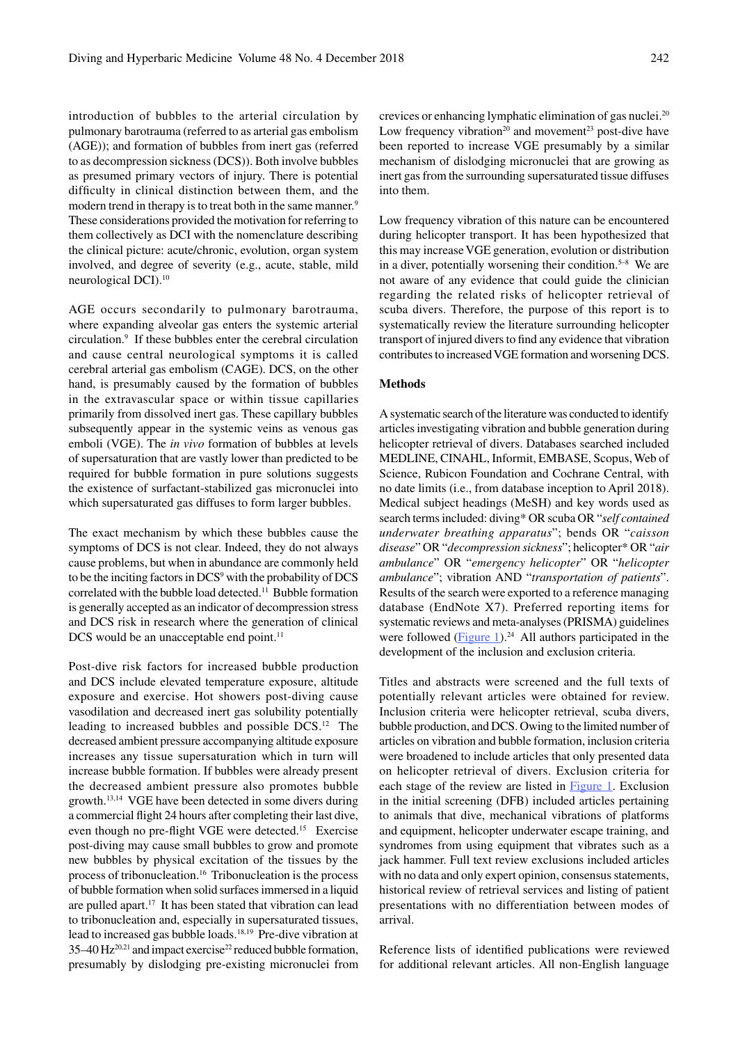introduction of bubbles to the arterial circulation by pulmonary barotrauma (referred to as arterial gas embolism (AGE)); and formation of bubbles from inert gas (referred to as decompression sickness (DCS)). Both involve bubbles as presumed primary vectors of injury. There is potential difficulty in clinical distinction between them, and the modern trend in therapy is to treat both in the same manner.[9] These considerations provided the motivation for referring to them collectively as DCI with the nomenclature describing the clinical picture: acute/chronic, evolution, organ system involved, and degree of severity (e.g., acute, stable, mild neurological DCI).[10]

AGE occurs secondarily to pulmonary barotrauma, where expanding alveolar gas enters the systemic arterial circulation.[9] If these bubbles enter the cerebral circulation and cause central neurological symptoms it is called cerebral arterial gas embolism (CAGE). DCS, on the other hand, is presumably caused by the formation of bubbles in the extravascular space or within tissue capillaries primarily from dissolved inert gas. These capillary bubbles subsequently appear in the systemic veins as venous gas emboli (VGE). The *in vivo* formation of bubbles at levels of supersaturation that are vastly lower than predicted to be required for bubble formation in pure solutions suggests the existence of surfactant-stabilized gas micronuclei into which supersaturated gas diffuses to form larger bubbles.

The exact mechanism by which these bubbles cause the symptoms of DCS is not clear. Indeed, they do not always cause problems, but when in abundance are commonly held to be the inciting factors in DCS[9] with the probability of DCS correlated with the bubble load detected.[11] Bubble formation is generally accepted as an indicator of decompression stress and DCS risk in research where the generation of clinical DCS would be an unacceptable end point.[11]

Post-dive risk factors for increased bubble production and DCS include elevated temperature exposure, altitude exposure and exercise. Hot showers post-diving cause vasodilation and decreased inert gas solubility potentially leading to increased bubbles and possible DCS.[12] The decreased ambient pressure accompanying altitude exposure increases any tissue supersaturation which in turn will increase bubble formation. If bubbles were already present the decreased ambient pressure also promotes bubble growth.[13,14] VGE have been detected in some divers during a commercial flight 24 hours after completing their last dive, even though no pre-flight VGE were detected.[15] Exercise post-diving may cause small bubbles to grow and promote new bubbles by physical excitation of the tissues by the process of tribonucleation.[16] Tribonucleation is the process of bubble formation when solid surfaces immersed in a liquid are pulled apart.[17] It has been stated that vibration can lead to tribonucleation and, especially in supersaturated tissues, lead to increased gas bubble loads.[18,19] Pre-dive vibration at 35–40 Hz[20,21] and impact exercise[22] reduced bubble formation, presumably by dislodging pre-existing micronuclei from crevices or enhancing lymphatic elimination of gas nuclei.[20] Low frequency vibration[20] and movement[23] post-dive have been reported to increase VGE presumably by a similar mechanism of dislodging micronuclei that are growing as inert gas from the surrounding supersaturated tissue diffuses into them.

Low frequency vibration of this nature can be encountered during helicopter transport. It has been hypothesized that this may increase VGE generation, evolution or distribution in a diver, potentially worsening their condition.[5–8] We are not aware of any evidence that could guide the clinician regarding the related risks of helicopter retrieval of scuba divers. Therefore, the purpose of this report is to systematically review the literature surrounding helicopter transport of injured divers to find any evidence that vibration contributes to increased VGE formation and worsening DCS.

## Methods

A systematic search of the literature was conducted to identify articles investigating vibration and bubble generation during helicopter retrieval of divers. Databases searched included MEDLINE, CINAHL, Informit, EMBASE, Scopus, Web of Science, Rubicon Foundation and Cochrane Central, with no date limits (i.e., from database inception to April 2018). Medical subject headings (MeSH) and key words used as search terms included: diving* OR scuba OR "*self contained underwater breathing apparatus*"; bends OR "*caisson disease*" OR "*decompression sickness*"; helicopter* OR "*air ambulance*" OR "*emergency helicopter*" OR "*helicopter ambulance*"; vibration AND "*transportation of patients*". Results of the search were exported to a reference managing database (EndNote X7). Preferred reporting items for systematic reviews and meta-analyses (PRISMA) guidelines were followed (Figure 1).[24] All authors participated in the development of the inclusion and exclusion criteria.

Titles and abstracts were screened and the full texts of potentially relevant articles were obtained for review. Inclusion criteria were helicopter retrieval, scuba divers, bubble production, and DCS. Owing to the limited number of articles on vibration and bubble formation, inclusion criteria were broadened to include articles that only presented data on helicopter retrieval of divers. Exclusion criteria for each stage of the review are listed in Figure 1. Exclusion in the initial screening (DFB) included articles pertaining to animals that dive, mechanical vibrations of platforms and equipment, helicopter underwater escape training, and syndromes from using equipment that vibrates such as a jack hammer. Full text review exclusions included articles with no data and only expert opinion, consensus statements, historical review of retrieval services and listing of patient presentations with no differentiation between modes of arrival.

Reference lists of identified publications were reviewed for additional relevant articles. All non-English language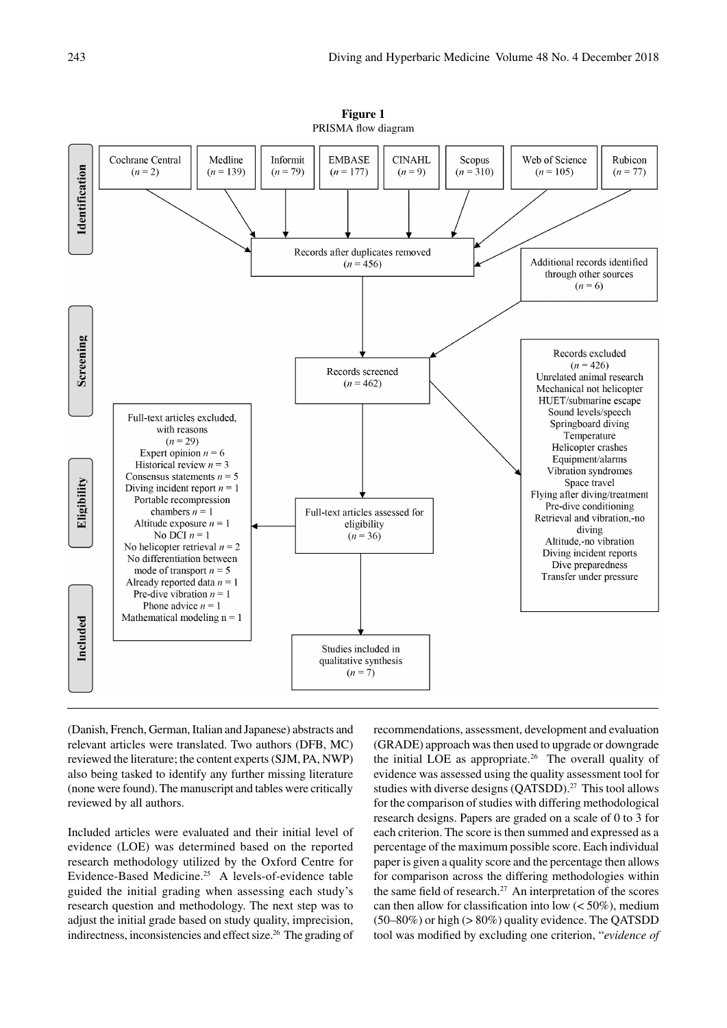**Figure 1**
PRISMA flow diagram

**Identification**

- Cochrane Central ($n = 2$)
- Medline ($n = 139$)
- Informit ($n = 79$)
- EMBASE ($n = 177$)
- CINAHL ($n = 9$)
- Scopus ($n = 310$)
- Web of Science ($n = 105$)
- Rubicon ($n = 77$)

Records after duplicates removed ($n = 456$)

Additional records identified through other sources ($n = 6$)

**Screening**

Records screened ($n = 462$)

Records excluded ($n = 426$)
Unrelated animal research
Mechanical not helicopter
HUET/submarine escape
Sound levels/speech
Springboard diving
Temperature
Helicopter crashes
Equipment/alarms
Vibration syndromes
Space travel
Flying after diving/treatment
Pre-dive conditioning
Retrieval and vibration,-no diving
Altitude,-no vibration
Diving incident reports
Dive preparedness
Transfer under pressure

**Eligibility**

Full-text articles assessed for eligibility ($n = 36$)

Full-text articles excluded, with reasons ($n = 29$)
Expert opinion $n = 6$
Historical review $n = 3$
Consensus statements $n = 5$
Diving incident report $n = 1$
Portable recompression chambers $n = 1$
Altitude exposure $n = 1$
No DCI $n = 1$
No helicopter retrieval $n = 2$
No differentiation between mode of transport $n = 5$
Already reported data $n = 1$
Pre-dive vibration $n = 1$
Phone advice $n = 1$
Mathematical modeling $n = 1$

**Included**

Studies included in qualitative synthesis ($n = 7$)

(Danish, French, German, Italian and Japanese) abstracts and relevant articles were translated. Two authors (DFB, MC) reviewed the literature; the content experts (SJM, PA, NWP) also being tasked to identify any further missing literature (none were found). The manuscript and tables were critically reviewed by all authors.

Included articles were evaluated and their initial level of evidence (LOE) was determined based on the reported research methodology utilized by the Oxford Centre for Evidence-Based Medicine.[25] A levels-of-evidence table guided the initial grading when assessing each study's research question and methodology. The next step was to adjust the initial grade based on study quality, imprecision, indirectness, inconsistencies and effect size.[26] The grading of recommendations, assessment, development and evaluation (GRADE) approach was then used to upgrade or downgrade the initial LOE as appropriate.[26] The overall quality of evidence was assessed using the quality assessment tool for studies with diverse designs (QATSDD).[27] This tool allows for the comparison of studies with differing methodological research designs. Papers are graded on a scale of 0 to 3 for each criterion. The score is then summed and expressed as a percentage of the maximum possible score. Each individual paper is given a quality score and the percentage then allows for comparison across the differing methodologies within the same field of research.[27] An interpretation of the scores can then allow for classification into low (< 50%), medium (50–80%) or high (> 80%) quality evidence. The QATSDD tool was modified by excluding one criterion, "*evidence of*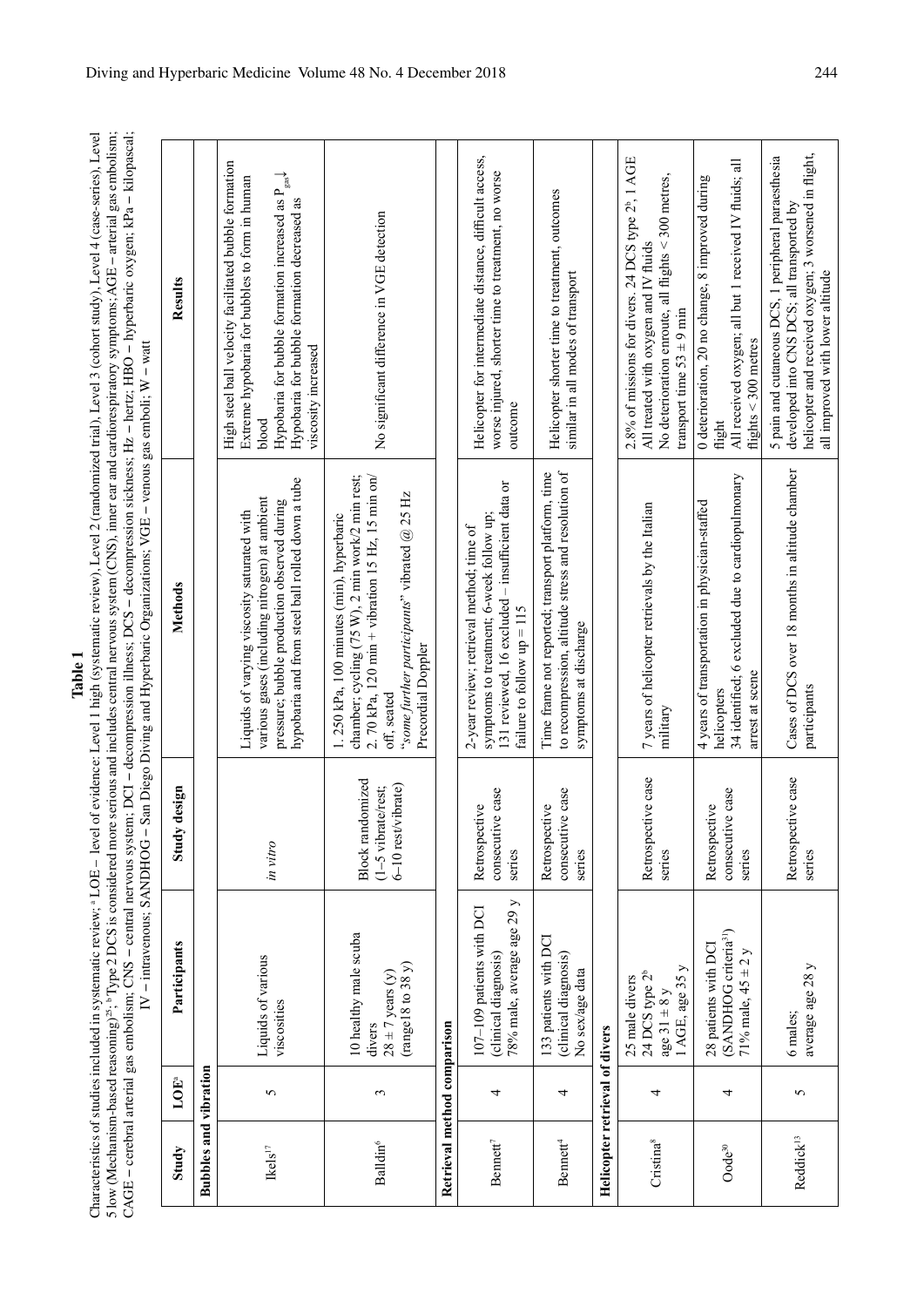**Table 1**

Characteristics of studies included in systematic review; [a] LOE – level of evidence: Level 1 high (systematic review), Level 2 (randomized trial), Level 3 (cohort study), Level 4 (case-series), Level 5 low (Mechanism-based reasoning)[25]; [b] Type 2 DCS is considered more serious and includes central nervous system (CNS), inner ear and cardiorespiratory symptoms; AGE – arterial gas embolism; CAGE – cerebral arterial gas embolism; CNS – central nervous system; DCI – decompression illness; DCS – decompression sickness; Hz – hertz; HBO – hyperbaric oxygen; kPa – kilopascal; IV – intravenous; SANDHOG – San Diego Diving and Hyperbaric Organizations; VGE – venous gas emboli; W – watt

| Study | LOE[a] | Participants | Study design | Methods | Results |
|---|---|---|---|---|---|
| **Bubbles and vibration** | | | | | |
| Ikels[17] | 5 | Liquids of various viscosities | *in vitro* | Liquids of varying viscosity saturated with various gases (including nitrogen) at ambient pressure; bubble production observed during hypobaria and from steel ball rolled down a tube | High steel ball velocity facilitated bubble formation<br>Extreme hypobaria for bubbles to form in human blood<br>Hypobaria for bubble formation increased as $P_{gas}$↓<br>Hypobaria for bubble formation decreased as viscosity increased |
| Balldin[6] | 3 | 10 healthy male scuba divers<br>28 ± 7 years (y)<br>(range18 to 38 y) | Block randomized<br>(1–5 vibrate/rest;<br>6–10 rest/vibrate) | 1. 250 kPa, 100 minutes (min), hyperbaric chamber; cycling (75 W), 2 min work/2 min rest;<br>2. 70 kPa, 120 min + vibration 15 Hz, 15 min on/off, seated<br>"*some further participants*" vibrated @ 25 Hz<br>Precordial Doppler | No significant difference in VGE detection |
| **Retrieval method comparison** | | | | | |
| Bennett[7] | 4 | 107–109 patients with DCI (clinical diagnosis)<br>78% male, average age 29 y | Retrospective consecutive case series | 2-year review; retrieval method; time of symptoms to treatment; 6-week follow up;<br>131 reviewed, 16 excluded – insufficient data or failure to follow up = 115 | Helicopter for intermediate distance, difficult access, worse injured, shorter time to treatment, no worse outcome |
| Bennett[4] | 4 | 133 patients with DCI (clinical diagnosis)<br>No sex/age data | Retrospective consecutive case series | Time frame not reported; transport platform, time to recompression, altitude stress and resolution of symptoms at discharge | Helicopter shorter time to treatment, outcomes similar in all modes of transport |
| **Helicopter retrieval of divers** | | | | | |
| Cristina[8] | 4 | 25 male divers<br>24 DCS type 2[b]<br>age 31 ± 8 y<br>1 AGE, age 35 y | Retrospective case series | 7 years of helicopter retrievals by the Italian military | 2.8% of missions for divers. 24 DCS type 2[b], 1 AGE<br>All treated with oxygen and IV fluids<br>No deterioration enroute, all flights < 300 metres, transport time 53 ± 9 min |
| Oode[30] | 4 | 28 patients with DCI (SANDHOG criteria[31])<br>71% male, 45 ± 2 y | Retrospective consecutive case series | 4 years of transportation in physician-staffed helicopters<br>34 identified; 6 excluded due to cardiopulmonary arrest at scene | 0 deterioration, 20 no change, 8 improved during flight<br>All received oxygen; all but 1 received IV fluids; all flights < 300 metres |
| Reddick[13] | 5 | 6 males;<br>average age 28 y | Retrospective case series | Cases of DCS over 18 months in altitude chamber participants | 5 pain and cutaneous DCS, 1 peripheral paraesthesia developed into CNS DCS; all transported by helicopter and received oxygen; 3 worsened in flight, all improved with lower altitude |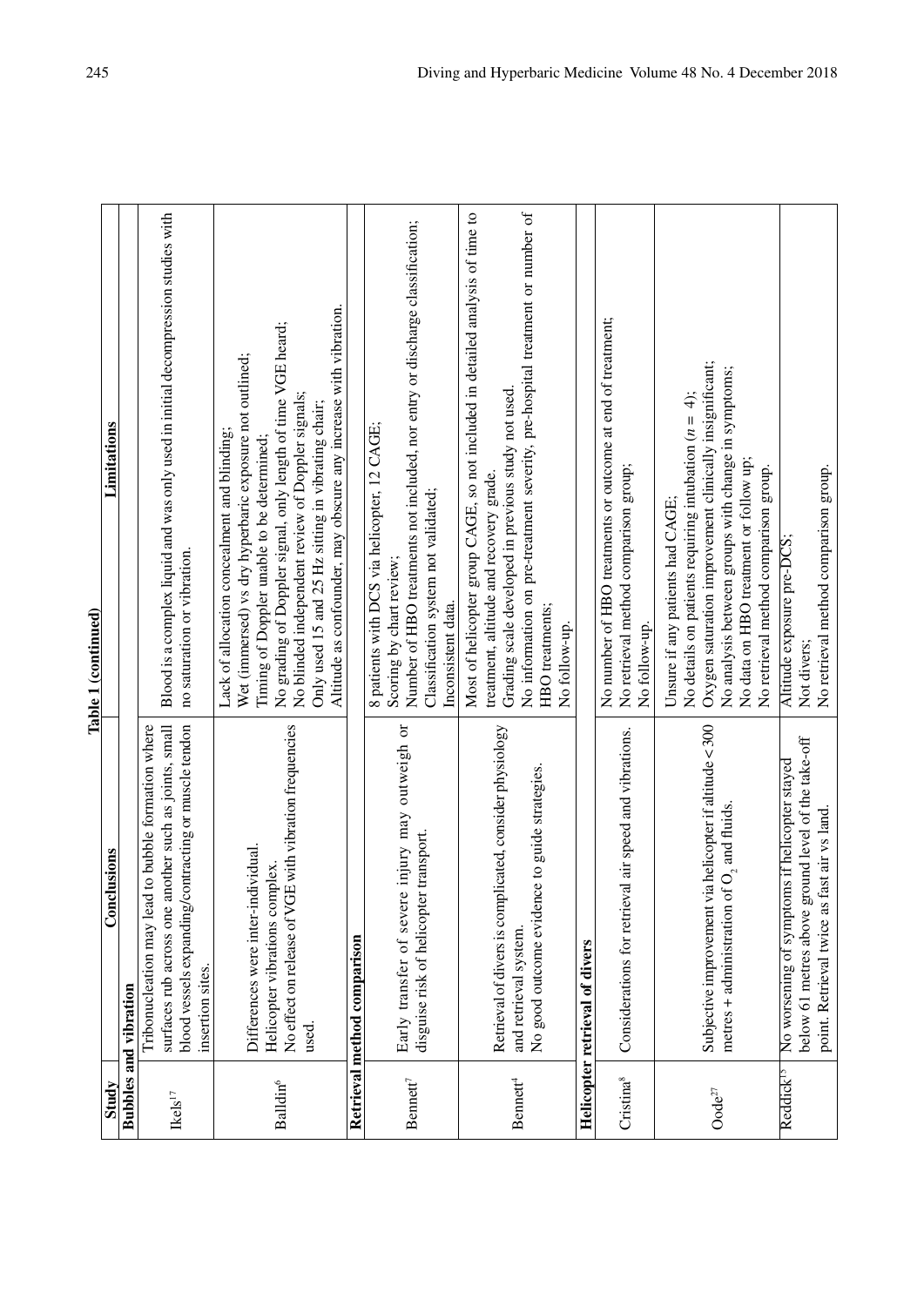**Table 1 (continued)**

| Study | Conclusions | Limitations |
|---|---|---|
| **Bubbles and vibration** | | |
| Ikels[17] | Tribonucleation may lead to bubble formation where surfaces rub across one another such as joints, small blood vessels expanding/contracting or muscle tendon insertion sites. | Blood is a complex liquid and was only used in initial decompression studies with no saturation or vibration. |
| Balldin[6] | Differences were inter-individual. Helicopter vibrations complex. No effect on release of VGE with vibration frequencies used. | Lack of allocation concealment and blinding; Wet (immersed) vs dry hyperbaric exposure not outlined; Timing of Doppler unable to be determined; No grading of Doppler signal, only length of time VGE heard; No blinded independent review of Doppler signals; Only used 15 and 25 Hz sitting in vibrating chair; Altitude as confounder, may obscure any increase with vibration. |
| **Retrieval method comparison** | | |
| Bennett[7] | Early transfer of severe injury may outweigh or disguise risk of helicopter transport. | 8 patients with DCS via helicopter, 12 CAGE; Scoring by chart review; Number of HBO treatments not included, nor entry or discharge classification; Classification system not validated; Inconsistent data. |
| Bennett[4] | Retrieval of divers is complicated, consider physiology and retrieval system. No good outcome evidence to guide strategies. | Most of helicopter group CAGE, so not included in detailed analysis of time to treatment, altitude and recovery grade. Grading scale developed in previous study not used. No information on pre-treatment severity, pre-hospital treatment or number of HBO treatments; No follow-up. |
| **Helicopter retrieval of divers** | | |
| Cristina[8] | Considerations for retrieval air speed and vibrations. | No number of HBO treatments or outcome at end of treatment; No retrieval method comparison group; No follow-up. |
| Oode[27] | Subjective improvement via helicopter if altitude < 300 metres + administration of $O_2$ and fluids. | Unsure if any patients had CAGE; No details on patients requiring intubation ($n = 4$); Oxygen saturation improvement clinically insignificant; No analysis between groups with change in symptoms; No data on HBO treatment or follow up; No retrieval method comparison group. |
| Reddick[15] | No worsening of symptoms if helicopter stayed below 61 metres above ground level of the take-off point. Retrieval twice as fast air vs land. | Altitude exposure pre-DCS; Not divers; No retrieval method comparison group. |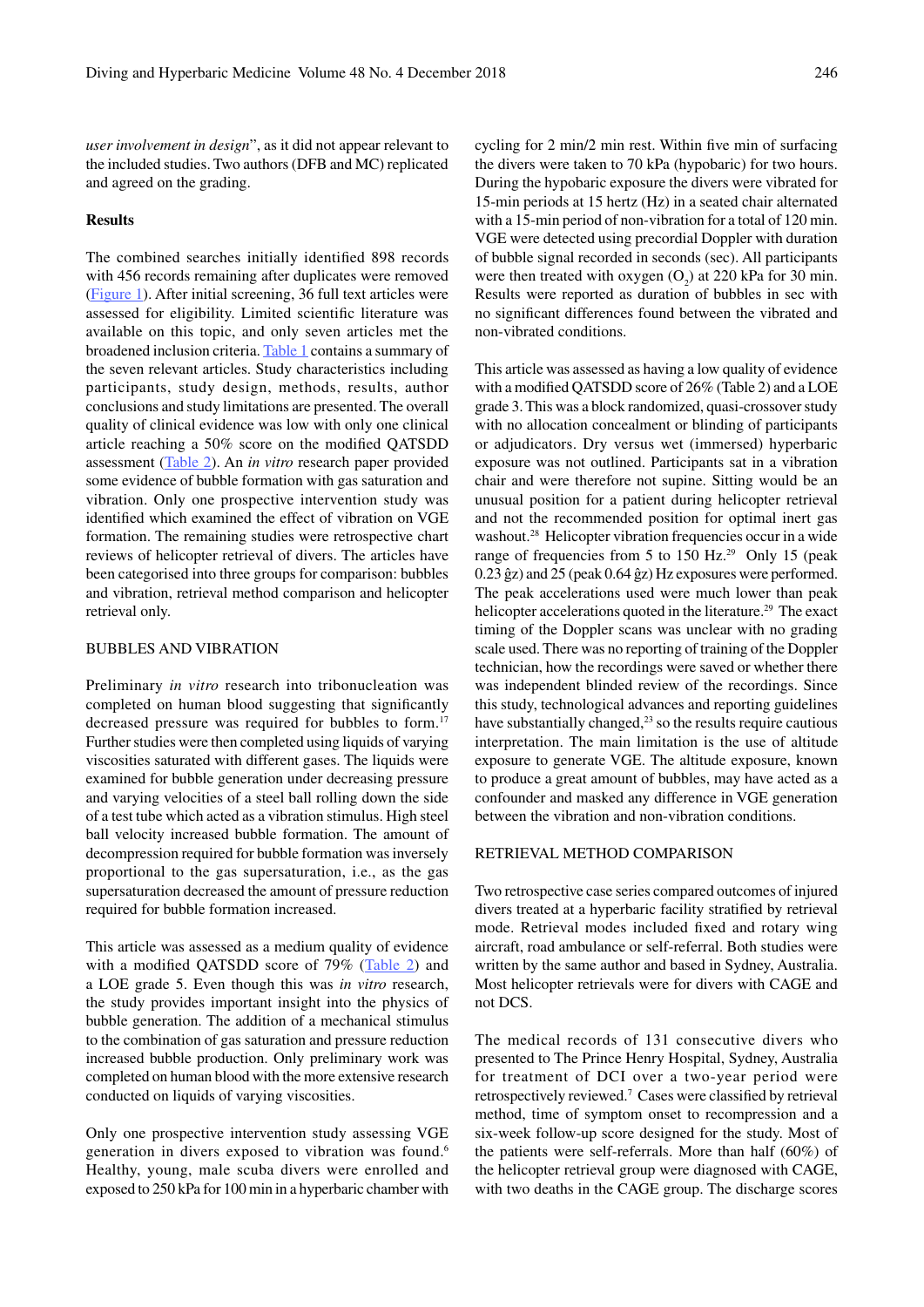*user involvement in design*", as it did not appear relevant to the included studies. Two authors (DFB and MC) replicated and agreed on the grading.

## Results

The combined searches initially identified 898 records with 456 records remaining after duplicates were removed (Figure 1). After initial screening, 36 full text articles were assessed for eligibility. Limited scientific literature was available on this topic, and only seven articles met the broadened inclusion criteria. Table 1 contains a summary of the seven relevant articles. Study characteristics including participants, study design, methods, results, author conclusions and study limitations are presented. The overall quality of clinical evidence was low with only one clinical article reaching a 50% score on the modified QATSDD assessment (Table 2). An *in vitro* research paper provided some evidence of bubble formation with gas saturation and vibration. Only one prospective intervention study was identified which examined the effect of vibration on VGE formation. The remaining studies were retrospective chart reviews of helicopter retrieval of divers. The articles have been categorised into three groups for comparison: bubbles and vibration, retrieval method comparison and helicopter retrieval only.

### BUBBLES AND VIBRATION

Preliminary *in vitro* research into tribonucleation was completed on human blood suggesting that significantly decreased pressure was required for bubbles to form.[17] Further studies were then completed using liquids of varying viscosities saturated with different gases. The liquids were examined for bubble generation under decreasing pressure and varying velocities of a steel ball rolling down the side of a test tube which acted as a vibration stimulus. High steel ball velocity increased bubble formation. The amount of decompression required for bubble formation was inversely proportional to the gas supersaturation, i.e., as the gas supersaturation decreased the amount of pressure reduction required for bubble formation increased.

This article was assessed as a medium quality of evidence with a modified QATSDD score of 79% (Table 2) and a LOE grade 5. Even though this was *in vitro* research, the study provides important insight into the physics of bubble generation. The addition of a mechanical stimulus to the combination of gas saturation and pressure reduction increased bubble production. Only preliminary work was completed on human blood with the more extensive research conducted on liquids of varying viscosities.

Only one prospective intervention study assessing VGE generation in divers exposed to vibration was found.[6] Healthy, young, male scuba divers were enrolled and exposed to 250 kPa for 100 min in a hyperbaric chamber with cycling for 2 min/2 min rest. Within five min of surfacing the divers were taken to 70 kPa (hypobaric) for two hours. During the hypobaric exposure the divers were vibrated for 15-min periods at 15 hertz (Hz) in a seated chair alternated with a 15-min period of non-vibration for a total of 120 min. VGE were detected using precordial Doppler with duration of bubble signal recorded in seconds (sec). All participants were then treated with oxygen ($O_2$) at 220 kPa for 30 min. Results were reported as duration of bubbles in sec with no significant differences found between the vibrated and non-vibrated conditions.

This article was assessed as having a low quality of evidence with a modified QATSDD score of 26% (Table 2) and a LOE grade 3. This was a block randomized, quasi-crossover study with no allocation concealment or blinding of participants or adjudicators. Dry versus wet (immersed) hyperbaric exposure was not outlined. Participants sat in a vibration chair and were therefore not supine. Sitting would be an unusual position for a patient during helicopter retrieval and not the recommended position for optimal inert gas washout.[28] Helicopter vibration frequencies occur in a wide range of frequencies from 5 to 150 Hz.[29] Only 15 (peak 0.23 ĝz) and 25 (peak 0.64 ĝz) Hz exposures were performed. The peak accelerations used were much lower than peak helicopter accelerations quoted in the literature.[29] The exact timing of the Doppler scans was unclear with no grading scale used. There was no reporting of training of the Doppler technician, how the recordings were saved or whether there was independent blinded review of the recordings. Since this study, technological advances and reporting guidelines have substantially changed,[23] so the results require cautious interpretation. The main limitation is the use of altitude exposure to generate VGE. The altitude exposure, known to produce a great amount of bubbles, may have acted as a confounder and masked any difference in VGE generation between the vibration and non-vibration conditions.

### RETRIEVAL METHOD COMPARISON

Two retrospective case series compared outcomes of injured divers treated at a hyperbaric facility stratified by retrieval mode. Retrieval modes included fixed and rotary wing aircraft, road ambulance or self-referral. Both studies were written by the same author and based in Sydney, Australia. Most helicopter retrievals were for divers with CAGE and not DCS.

The medical records of 131 consecutive divers who presented to The Prince Henry Hospital, Sydney, Australia for treatment of DCI over a two-year period were retrospectively reviewed.[7] Cases were classified by retrieval method, time of symptom onset to recompression and a six-week follow-up score designed for the study. Most of the patients were self-referrals. More than half (60%) of the helicopter retrieval group were diagnosed with CAGE, with two deaths in the CAGE group. The discharge scores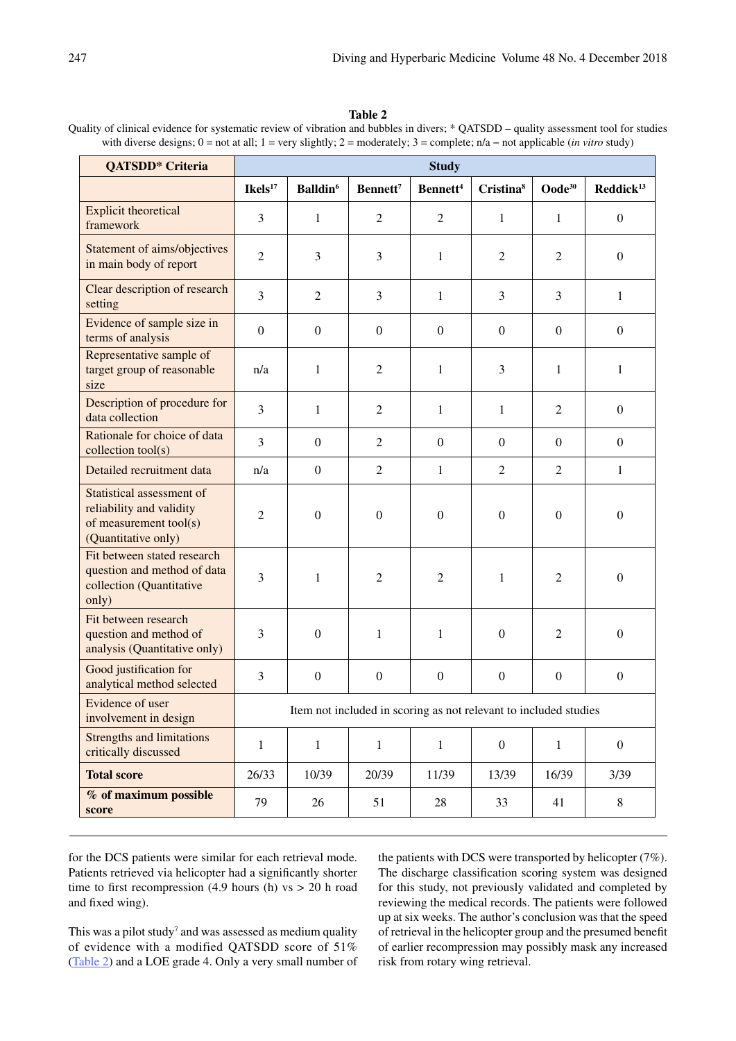**Table 2**

Quality of clinical evidence for systematic review of vibration and bubbles in divers; * QATSDD – quality assessment tool for studies with diverse designs; 0 = not at all; 1 = very slightly; 2 = moderately; 3 = complete; n/a – not applicable (*in vitro* study)

| QATSDD* Criteria | Study | | | | | | |
|---|---|---|---|---|---|---|---|
| | Ikels[17] | Balldin[6] | Bennett[7] | Bennett[4] | Cristina[8] | Oode[30] | Reddick[13] |
| Explicit theoretical framework | 3 | 1 | 2 | 2 | 1 | 1 | 0 |
| Statement of aims/objectives in main body of report | 2 | 3 | 3 | 1 | 2 | 2 | 0 |
| Clear description of research setting | 3 | 2 | 3 | 1 | 3 | 3 | 1 |
| Evidence of sample size in terms of analysis | 0 | 0 | 0 | 0 | 0 | 0 | 0 |
| Representative sample of target group of reasonable size | n/a | 1 | 2 | 1 | 3 | 1 | 1 |
| Description of procedure for data collection | 3 | 1 | 2 | 1 | 1 | 2 | 0 |
| Rationale for choice of data collection tool(s) | 3 | 0 | 2 | 0 | 0 | 0 | 0 |
| Detailed recruitment data | n/a | 0 | 2 | 1 | 2 | 2 | 1 |
| Statistical assessment of reliability and validity of measurement tool(s) (Quantitative only) | 2 | 0 | 0 | 0 | 0 | 0 | 0 |
| Fit between stated research question and method of data collection (Quantitative only) | 3 | 1 | 2 | 2 | 1 | 2 | 0 |
| Fit between research question and method of analysis (Quantitative only) | 3 | 0 | 1 | 1 | 0 | 2 | 0 |
| Good justification for analytical method selected | 3 | 0 | 0 | 0 | 0 | 0 | 0 |
| Evidence of user involvement in design | Item not included in scoring as not relevant to included studies | | | | | | |
| Strengths and limitations critically discussed | 1 | 1 | 1 | 1 | 0 | 1 | 0 |
| **Total score** | 26/33 | 10/39 | 20/39 | 11/39 | 13/39 | 16/39 | 3/39 |
| **% of maximum possible score** | 79 | 26 | 51 | 28 | 33 | 41 | 8 |

for the DCS patients were similar for each retrieval mode. Patients retrieved via helicopter had a significantly shorter time to first recompression (4.9 hours (h) vs > 20 h road and fixed wing).

This was a pilot study[7] and was assessed as medium quality of evidence with a modified QATSDD score of 51% (Table 2) and a LOE grade 4. Only a very small number of the patients with DCS were transported by helicopter (7%). The discharge classification scoring system was designed for this study, not previously validated and completed by reviewing the medical records. The patients were followed up at six weeks. The author's conclusion was that the speed of retrieval in the helicopter group and the presumed benefit of earlier recompression may possibly mask any increased risk from rotary wing retrieval.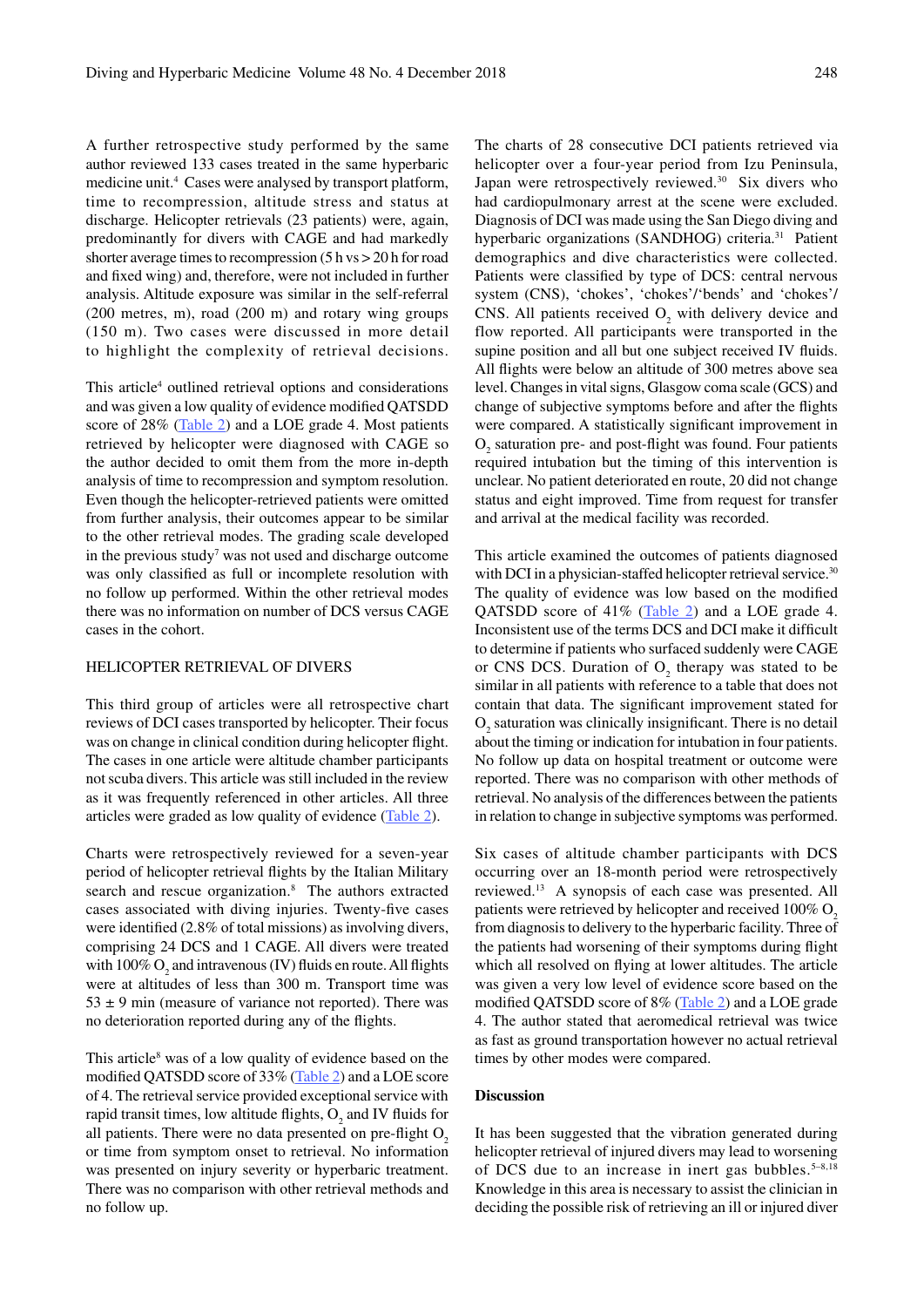A further retrospective study performed by the same author reviewed 133 cases treated in the same hyperbaric medicine unit.[4] Cases were analysed by transport platform, time to recompression, altitude stress and status at discharge. Helicopter retrievals (23 patients) were, again, predominantly for divers with CAGE and had markedly shorter average times to recompression (5 h vs > 20 h for road and fixed wing) and, therefore, were not included in further analysis. Altitude exposure was similar in the self-referral (200 metres, m), road (200 m) and rotary wing groups (150 m). Two cases were discussed in more detail to highlight the complexity of retrieval decisions.

This article[4] outlined retrieval options and considerations and was given a low quality of evidence modified QATSDD score of 28% (Table 2) and a LOE grade 4. Most patients retrieved by helicopter were diagnosed with CAGE so the author decided to omit them from the more in-depth analysis of time to recompression and symptom resolution. Even though the helicopter-retrieved patients were omitted from further analysis, their outcomes appear to be similar to the other retrieval modes. The grading scale developed in the previous study[7] was not used and discharge outcome was only classified as full or incomplete resolution with no follow up performed. Within the other retrieval modes there was no information on number of DCS versus CAGE cases in the cohort.

## HELICOPTER RETRIEVAL OF DIVERS

This third group of articles were all retrospective chart reviews of DCI cases transported by helicopter. Their focus was on change in clinical condition during helicopter flight. The cases in one article were altitude chamber participants not scuba divers. This article was still included in the review as it was frequently referenced in other articles. All three articles were graded as low quality of evidence (Table 2).

Charts were retrospectively reviewed for a seven-year period of helicopter retrieval flights by the Italian Military search and rescue organization.[8] The authors extracted cases associated with diving injuries. Twenty-five cases were identified (2.8% of total missions) as involving divers, comprising 24 DCS and 1 CAGE. All divers were treated with 100% $O_2$ and intravenous (IV) fluids en route. All flights were at altitudes of less than 300 m. Transport time was 53 ± 9 min (measure of variance not reported). There was no deterioration reported during any of the flights.

This article[8] was of a low quality of evidence based on the modified QATSDD score of 33% (Table 2) and a LOE score of 4. The retrieval service provided exceptional service with rapid transit times, low altitude flights, $O_2$ and IV fluids for all patients. There were no data presented on pre-flight $O_2$ or time from symptom onset to retrieval. No information was presented on injury severity or hyperbaric treatment. There was no comparison with other retrieval methods and no follow up.

The charts of 28 consecutive DCI patients retrieved via helicopter over a four-year period from Izu Peninsula, Japan were retrospectively reviewed.[30] Six divers who had cardiopulmonary arrest at the scene were excluded. Diagnosis of DCI was made using the San Diego diving and hyperbaric organizations (SANDHOG) criteria.[31] Patient demographics and dive characteristics were collected. Patients were classified by type of DCS: central nervous system (CNS), 'chokes', 'chokes'/'bends' and 'chokes'/CNS. All patients received $O_2$ with delivery device and flow reported. All participants were transported in the supine position and all but one subject received IV fluids. All flights were below an altitude of 300 metres above sea level. Changes in vital signs, Glasgow coma scale (GCS) and change of subjective symptoms before and after the flights were compared. A statistically significant improvement in $O_2$ saturation pre- and post-flight was found. Four patients required intubation but the timing of this intervention is unclear. No patient deteriorated en route, 20 did not change status and eight improved. Time from request for transfer and arrival at the medical facility was recorded.

This article examined the outcomes of patients diagnosed with DCI in a physician-staffed helicopter retrieval service.[30] The quality of evidence was low based on the modified QATSDD score of 41% (Table 2) and a LOE grade 4. Inconsistent use of the terms DCS and DCI make it difficult to determine if patients who surfaced suddenly were CAGE or CNS DCS. Duration of $O_2$ therapy was stated to be similar in all patients with reference to a table that does not contain that data. The significant improvement stated for $O_2$ saturation was clinically insignificant. There is no detail about the timing or indication for intubation in four patients. No follow up data on hospital treatment or outcome were reported. There was no comparison with other methods of retrieval. No analysis of the differences between the patients in relation to change in subjective symptoms was performed.

Six cases of altitude chamber participants with DCS occurring over an 18-month period were retrospectively reviewed.[13] A synopsis of each case was presented. All patients were retrieved by helicopter and received 100% $O_2$ from diagnosis to delivery to the hyperbaric facility. Three of the patients had worsening of their symptoms during flight which all resolved on flying at lower altitudes. The article was given a very low level of evidence score based on the modified QATSDD score of 8% (Table 2) and a LOE grade 4. The author stated that aeromedical retrieval was twice as fast as ground transportation however no actual retrieval times by other modes were compared.

## Discussion

It has been suggested that the vibration generated during helicopter retrieval of injured divers may lead to worsening of DCS due to an increase in inert gas bubbles.[5–8,18] Knowledge in this area is necessary to assist the clinician in deciding the possible risk of retrieving an ill or injured diver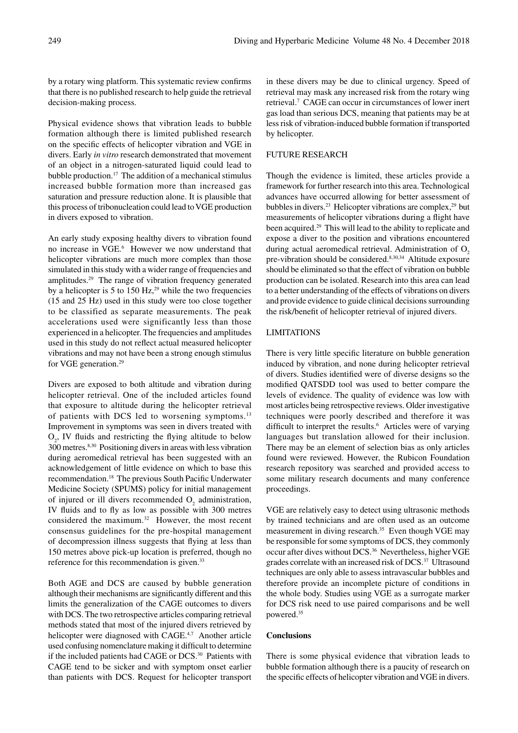by a rotary wing platform. This systematic review confirms that there is no published research to help guide the retrieval decision-making process.

Physical evidence shows that vibration leads to bubble formation although there is limited published research on the specific effects of helicopter vibration and VGE in divers. Early *in vitro* research demonstrated that movement of an object in a nitrogen-saturated liquid could lead to bubble production.[17] The addition of a mechanical stimulus increased bubble formation more than increased gas saturation and pressure reduction alone. It is plausible that this process of tribonucleation could lead to VGE production in divers exposed to vibration.

An early study exposing healthy divers to vibration found no increase in VGE.[6] However we now understand that helicopter vibrations are much more complex than those simulated in this study with a wider range of frequencies and amplitudes.[29] The range of vibration frequency generated by a helicopter is 5 to 150 Hz,[29] while the two frequencies (15 and 25 Hz) used in this study were too close together to be classified as separate measurements. The peak accelerations used were significantly less than those experienced in a helicopter. The frequencies and amplitudes used in this study do not reflect actual measured helicopter vibrations and may not have been a strong enough stimulus for VGE generation.[29]

Divers are exposed to both altitude and vibration during helicopter retrieval. One of the included articles found that exposure to altitude during the helicopter retrieval of patients with DCS led to worsening symptoms.[13] Improvement in symptoms was seen in divers treated with $O_2$, IV fluids and restricting the flying altitude to below 300 metres.[8,30] Positioning divers in areas with less vibration during aeromedical retrieval has been suggested with an acknowledgement of little evidence on which to base this recommendation.[18] The previous South Pacific Underwater Medicine Society (SPUMS) policy for initial management of injured or ill divers recommended $O_2$ administration, IV fluids and to fly as low as possible with 300 metres considered the maximum.[32] However, the most recent consensus guidelines for the pre-hospital management of decompression illness suggests that flying at less than 150 metres above pick-up location is preferred, though no reference for this recommendation is given.[33]

Both AGE and DCS are caused by bubble generation although their mechanisms are significantly different and this limits the generalization of the CAGE outcomes to divers with DCS. The two retrospective articles comparing retrieval methods stated that most of the injured divers retrieved by helicopter were diagnosed with CAGE.[4,7] Another article used confusing nomenclature making it difficult to determine if the included patients had CAGE or DCS.[30] Patients with CAGE tend to be sicker and with symptom onset earlier than patients with DCS. Request for helicopter transport in these divers may be due to clinical urgency. Speed of retrieval may mask any increased risk from the rotary wing retrieval.[7] CAGE can occur in circumstances of lower inert gas load than serious DCS, meaning that patients may be at less risk of vibration-induced bubble formation if transported by helicopter.

## FUTURE RESEARCH

Though the evidence is limited, these articles provide a framework for further research into this area. Technological advances have occurred allowing for better assessment of bubbles in divers.[23] Helicopter vibrations are complex,[29] but measurements of helicopter vibrations during a flight have been acquired.[29] This will lead to the ability to replicate and expose a diver to the position and vibrations encountered during actual aeromedical retrieval. Administration of $O_2$ pre-vibration should be considered.[8,30,34] Altitude exposure should be eliminated so that the effect of vibration on bubble production can be isolated. Research into this area can lead to a better understanding of the effects of vibrations on divers and provide evidence to guide clinical decisions surrounding the risk/benefit of helicopter retrieval of injured divers.

## LIMITATIONS

There is very little specific literature on bubble generation induced by vibration, and none during helicopter retrieval of divers. Studies identified were of diverse designs so the modified QATSDD tool was used to better compare the levels of evidence. The quality of evidence was low with most articles being retrospective reviews. Older investigative techniques were poorly described and therefore it was difficult to interpret the results.[6] Articles were of varying languages but translation allowed for their inclusion. There may be an element of selection bias as only articles found were reviewed. However, the Rubicon Foundation research repository was searched and provided access to some military research documents and many conference proceedings.

VGE are relatively easy to detect using ultrasonic methods by trained technicians and are often used as an outcome measurement in diving research.[35] Even though VGE may be responsible for some symptoms of DCS, they commonly occur after dives without DCS.[36] Nevertheless, higher VGE grades correlate with an increased risk of DCS.[37] Ultrasound techniques are only able to assess intravascular bubbles and therefore provide an incomplete picture of conditions in the whole body. Studies using VGE as a surrogate marker for DCS risk need to use paired comparisons and be well powered.[35]

## Conclusions

There is some physical evidence that vibration leads to bubble formation although there is a paucity of research on the specific effects of helicopter vibration and VGE in divers.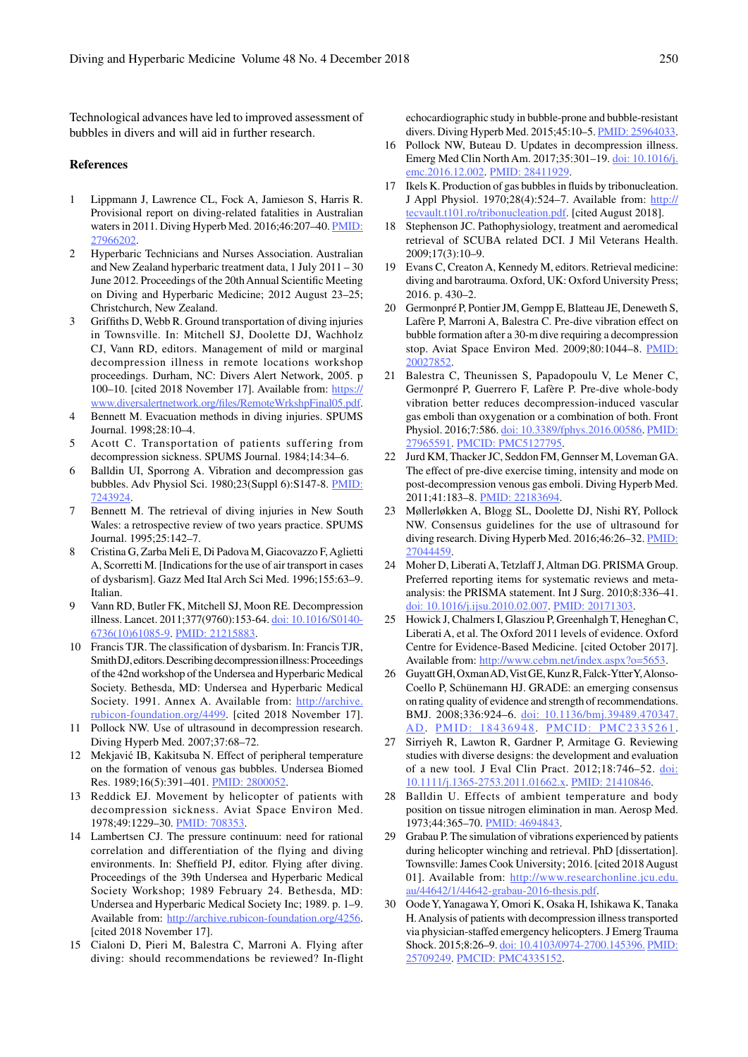Technological advances have led to improved assessment of bubbles in divers and will aid in further research.

## References

1. Lippmann J, Lawrence CL, Fock A, Jamieson S, Harris R. Provisional report on diving-related fatalities in Australian waters in 2011. Diving Hyperb Med. 2016;46:207–40. PMID: 27966202.
2. Hyperbaric Technicians and Nurses Association. Australian and New Zealand hyperbaric treatment data, 1 July 2011 – 30 June 2012. Proceedings of the 20th Annual Scientific Meeting on Diving and Hyperbaric Medicine; 2012 August 23–25; Christchurch, New Zealand.
3. Griffiths D, Webb R. Ground transportation of diving injuries in Townsville. In: Mitchell SJ, Doolette DJ, Wachholz CJ, Vann RD, editors. Management of mild or marginal decompression illness in remote locations workshop proceedings. Durham, NC: Divers Alert Network, 2005. p 100–10. [cited 2018 November 17]. Available from: https://www.diversalertnetwork.org/files/RemoteWrkshpFinal05.pdf.
4. Bennett M. Evacuation methods in diving injuries. SPUMS Journal. 1998;28:10–4.
5. Acott C. Transportation of patients suffering from decompression sickness. SPUMS Journal. 1984;14:34–6.
6. Balldin UI, Sporrong A. Vibration and decompression gas bubbles. Adv Physiol Sci. 1980;23(Suppl 6):S147-8. PMID: 7243924.
7. Bennett M. The retrieval of diving injuries in New South Wales: a retrospective review of two years practice. SPUMS Journal. 1995;25:142–7.
8. Cristina G, Zarba Meli E, Di Padova M, Giacovazzo F, Aglietti A, Scorretti M. [Indications for the use of air transport in cases of dysbarism]. Gazz Med Ital Arch Sci Med. 1996;155:63–9. Italian.
9. Vann RD, Butler FK, Mitchell SJ, Moon RE. Decompression illness. Lancet. 2011;377(9760):153-64. doi: 10.1016/S0140-6736(10)61085-9. PMID: 21215883.
10. Francis TJR. The classification of dysbarism. In: Francis TJR, Smith DJ, editors. Describing decompression illness: Proceedings of the 42nd workshop of the Undersea and Hyperbaric Medical Society. Bethesda, MD: Undersea and Hyperbaric Medical Society. 1991. Annex A. Available from: http://archive.rubicon-foundation.org/4499. [cited 2018 November 17].
11. Pollock NW. Use of ultrasound in decompression research. Diving Hyperb Med. 2007;37:68–72.
12. Mekjavić IB, Kakitsuba N. Effect of peripheral temperature on the formation of venous gas bubbles. Undersea Biomed Res. 1989;16(5):391–401. PMID: 2800052.
13. Reddick EJ. Movement by helicopter of patients with decompression sickness. Aviat Space Environ Med. 1978;49:1229–30. PMID: 708353.
14. Lambertsen CJ. The pressure continuum: need for rational correlation and differentiation of the flying and diving environments. In: Sheffield PJ, editor. Flying after diving. Proceedings of the 39th Undersea and Hyperbaric Medical Society Workshop; 1989 February 24. Bethesda, MD: Undersea and Hyperbaric Medical Society Inc; 1989. p. 1–9. Available from: http://archive.rubicon-foundation.org/4256. [cited 2018 November 17].
15. Cialoni D, Pieri M, Balestra C, Marroni A. Flying after diving: should recommendations be reviewed? In-flight echocardiographic study in bubble-prone and bubble-resistant divers. Diving Hyperb Med. 2015;45:10–5. PMID: 25964033.
16. Pollock NW, Buteau D. Updates in decompression illness. Emerg Med Clin North Am. 2017;35:301–19. doi: 10.1016/j.emc.2016.12.002. PMID: 28411929.
17. Ikels K. Production of gas bubbles in fluids by tribonucleation. J Appl Physiol. 1970;28(4):524–7. Available from: http://tecvault.t101.ro/tribonucleation.pdf. [cited August 2018].
18. Stephenson JC. Pathophysiology, treatment and aeromedical retrieval of SCUBA related DCI. J Mil Veterans Health. 2009;17(3):10–9.
19. Evans C, Creaton A, Kennedy M, editors. Retrieval medicine: diving and barotrauma. Oxford, UK: Oxford University Press; 2016. p. 430–2.
20. Germonpré P, Pontier JM, Gempp E, Blatteau JE, Deneweth S, Lafère P, Marroni A, Balestra C. Pre-dive vibration effect on bubble formation after a 30-m dive requiring a decompression stop. Aviat Space Environ Med. 2009;80:1044–8. PMID: 20027852.
21. Balestra C, Theunissen S, Papadopoulu V, Le Mener C, Germonpré P, Guerrero F, Lafère P. Pre-dive whole-body vibration better reduces decompression-induced vascular gas emboli than oxygenation or a combination of both. Front Physiol. 2016;7:586. doi: 10.3389/fphys.2016.00586. PMID: 27965591. PMCID: PMC5127795.
22. Jurd KM, Thacker JC, Seddon FM, Gennser M, Loveman GA. The effect of pre-dive exercise timing, intensity and mode on post-decompression venous gas emboli. Diving Hyperb Med. 2011;41:183–8. PMID: 22183694.
23. Møllerløkken A, Blogg SL, Doolette DJ, Nishi RY, Pollock NW. Consensus guidelines for the use of ultrasound for diving research. Diving Hyperb Med. 2016;46:26–32. PMID: 27044459.
24. Moher D, Liberati A, Tetzlaff J, Altman DG. PRISMA Group. Preferred reporting items for systematic reviews and meta-analysis: the PRISMA statement. Int J Surg. 2010;8:336–41. doi: 10.1016/j.ijsu.2010.02.007. PMID: 20171303.
25. Howick J, Chalmers I, Glasziou P, Greenhalgh T, Heneghan C, Liberati A, et al. The Oxford 2011 levels of evidence. Oxford Centre for Evidence-Based Medicine. [cited October 2017]. Available from: http://www.cebm.net/index.aspx?o=5653.
26. Guyatt GH, Oxman AD, Vist GE, Kunz R, Falck-Ytter Y, Alonso-Coello P, Schünemann HJ. GRADE: an emerging consensus on rating quality of evidence and strength of recommendations. BMJ. 2008;336:924–6. doi: 10.1136/bmj.39489.470347.AD. PMID: 18436948. PMCID: PMC2335261.
27. Sirriyeh R, Lawton R, Gardner P, Armitage G. Reviewing studies with diverse designs: the development and evaluation of a new tool. J Eval Clin Pract. 2012;18:746–52. doi: 10.1111/j.1365-2753.2011.01662.x. PMID: 21410846.
28. Balldin U. Effects of ambient temperature and body position on tissue nitrogen elimination in man. Aerosp Med. 1973;44:365–70. PMID: 4694843.
29. Grabau P. The simulation of vibrations experienced by patients during helicopter winching and retrieval. PhD [dissertation]. Townsville: James Cook University; 2016. [cited 2018 August 01]. Available from: http://www.researchonline.jcu.edu.au/44642/1/44642-grabau-2016-thesis.pdf.
30. Oode Y, Yanagawa Y, Omori K, Osaka H, Ishikawa K, Tanaka H. Analysis of patients with decompression illness transported via physician-staffed emergency helicopters. J Emerg Trauma Shock. 2015;8:26–9. doi: 10.4103/0974-2700.145396. PMID: 25709249. PMCID: PMC4335152.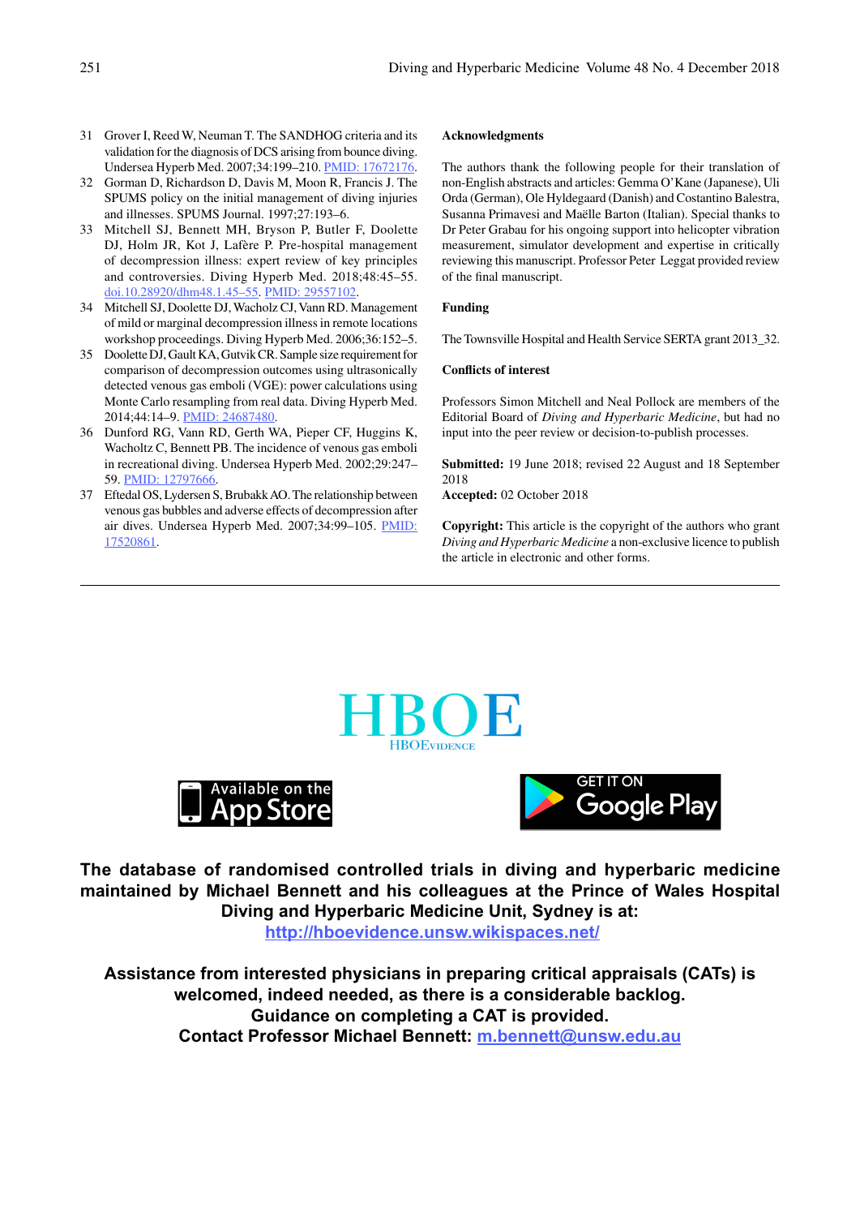31 Grover I, Reed W, Neuman T. The SANDHOG criteria and its validation for the diagnosis of DCS arising from bounce diving. Undersea Hyperb Med. 2007;34:199–210. PMID: 17672176.

32 Gorman D, Richardson D, Davis M, Moon R, Francis J. The SPUMS policy on the initial management of diving injuries and illnesses. SPUMS Journal. 1997;27:193–6.

33 Mitchell SJ, Bennett MH, Bryson P, Butler F, Doolette DJ, Holm JR, Kot J, Lafère P. Pre-hospital management of decompression illness: expert review of key principles and controversies. Diving Hyperb Med. 2018;48:45–55. doi.10.28920/dhm48.1.45–55. PMID: 29557102.

34 Mitchell SJ, Doolette DJ, Wacholz CJ, Vann RD. Management of mild or marginal decompression illness in remote locations workshop proceedings. Diving Hyperb Med. 2006;36:152–5.

35 Doolette DJ, Gault KA, Gutvik CR. Sample size requirement for comparison of decompression outcomes using ultrasonically detected venous gas emboli (VGE): power calculations using Monte Carlo resampling from real data. Diving Hyperb Med. 2014;44:14–9. PMID: 24687480.

36 Dunford RG, Vann RD, Gerth WA, Pieper CF, Huggins K, Wacholtz C, Bennett PB. The incidence of venous gas emboli in recreational diving. Undersea Hyperb Med. 2002;29:247–59. PMID: 12797666.

37 Eftedal OS, Lydersen S, Brubakk AO. The relationship between venous gas bubbles and adverse effects of decompression after air dives. Undersea Hyperb Med. 2007;34:99–105. PMID: 17520861.

**Acknowledgments**

The authors thank the following people for their translation of non-English abstracts and articles: Gemma O'Kane (Japanese), Uli Orda (German), Ole Hyldegaard (Danish) and Costantino Balestra, Susanna Primavesi and Maëlle Barton (Italian). Special thanks to Dr Peter Grabau for his ongoing support into helicopter vibration measurement, simulator development and expertise in critically reviewing this manuscript. Professor Peter Leggat provided review of the final manuscript.

**Funding**

The Townsville Hospital and Health Service SERTA grant 2013_32.

**Conflicts of interest**

Professors Simon Mitchell and Neal Pollock are members of the Editorial Board of *Diving and Hyperbaric Medicine*, but had no input into the peer review or decision-to-publish processes.

**Submitted:** 19 June 2018; revised 22 August and 18 September 2018

**Accepted:** 02 October 2018

**Copyright:** This article is the copyright of the authors who grant *Diving and Hyperbaric Medicine* a non-exclusive licence to publish the article in electronic and other forms.

---

HBOE

HBOEvidence

Available on the App Store

GET IT ON Google Play

**The database of randomised controlled trials in diving and hyperbaric medicine maintained by Michael Bennett and his colleagues at the Prince of Wales Hospital Diving and Hyperbaric Medicine Unit, Sydney is at:**
**http://hboevidence.unsw.wikispaces.net/**

**Assistance from interested physicians in preparing critical appraisals (CATs) is welcomed, indeed needed, as there is a considerable backlog.**
**Guidance on completing a CAT is provided.**
**Contact Professor Michael Bennett: m.bennett@unsw.edu.au**